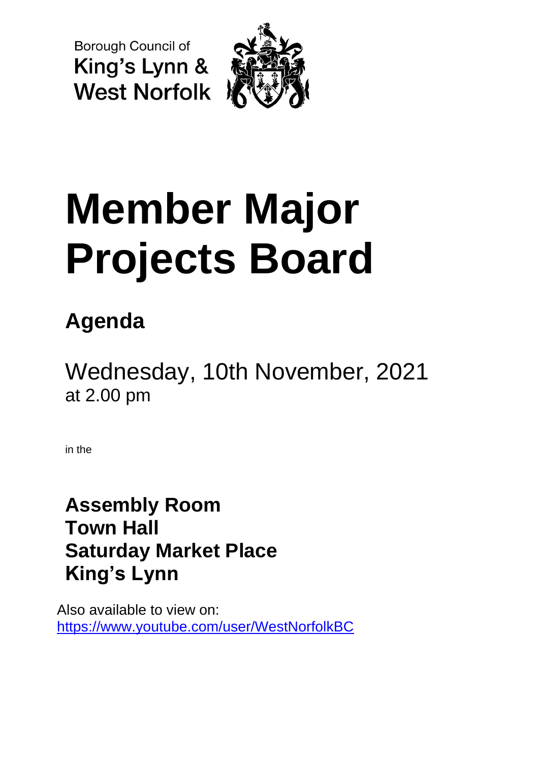Borough Council of
King's Lynn &
West Norfolk

# Member Major Projects Board

## Agenda

Wednesday, 10th November, 2021
at 2.00 pm

in the

**Assembly Room**
**Town Hall**
**Saturday Market Place**
**King's Lynn**

Also available to view on:
https://www.youtube.com/user/WestNorfolkBC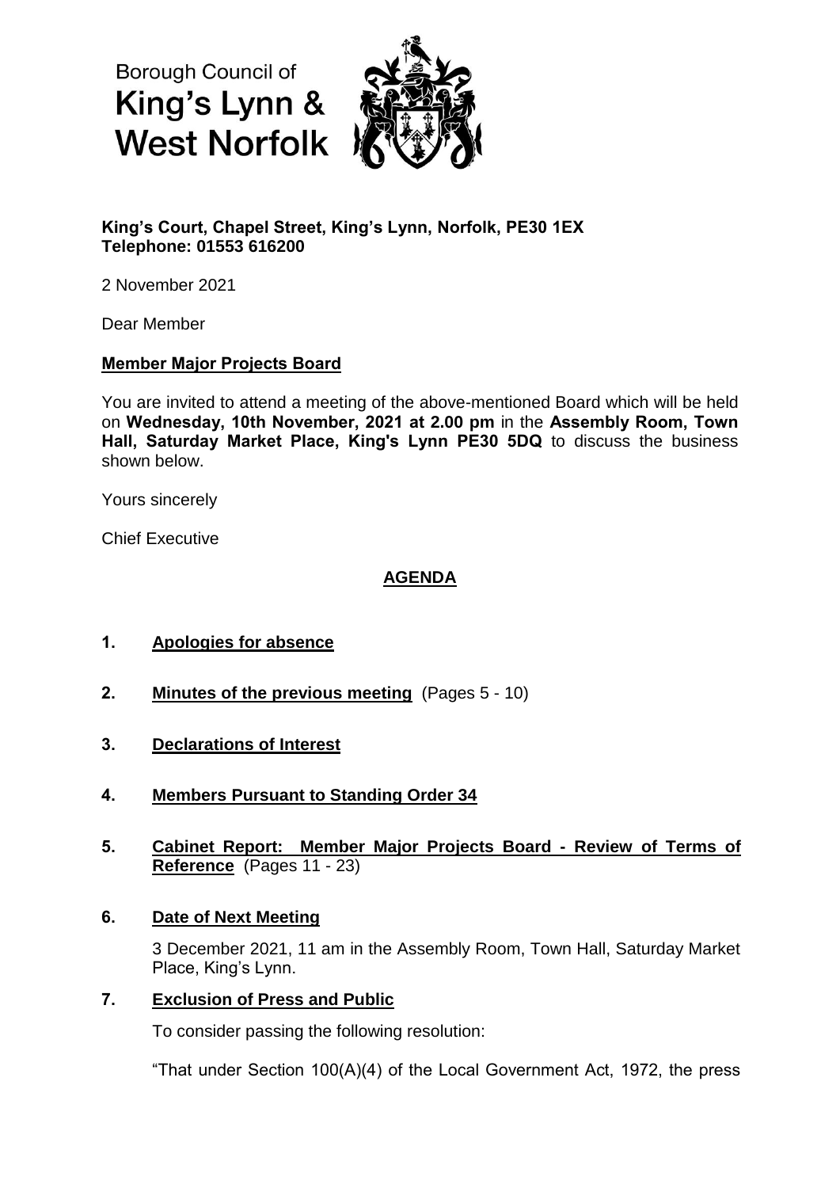Borough Council of
**King's Lynn & West Norfolk**

**King's Court, Chapel Street, King's Lynn, Norfolk, PE30 1EX**
**Telephone: 01553 616200**

2 November 2021

Dear Member

**Member Major Projects Board**

You are invited to attend a meeting of the above-mentioned Board which will be held on **Wednesday, 10th November, 2021 at 2.00 pm** in the **Assembly Room, Town Hall, Saturday Market Place, King's Lynn PE30 5DQ** to discuss the business shown below.

Yours sincerely

Chief Executive

## AGENDA

**1. Apologies for absence**

**2. Minutes of the previous meeting** (Pages 5 - 10)

**3. Declarations of Interest**

**4. Members Pursuant to Standing Order 34**

**5. Cabinet Report: Member Major Projects Board - Review of Terms of Reference** (Pages 11 - 23)

**6. Date of Next Meeting**

3 December 2021, 11 am in the Assembly Room, Town Hall, Saturday Market Place, King's Lynn.

**7. Exclusion of Press and Public**

To consider passing the following resolution:

"That under Section 100(A)(4) of the Local Government Act, 1972, the press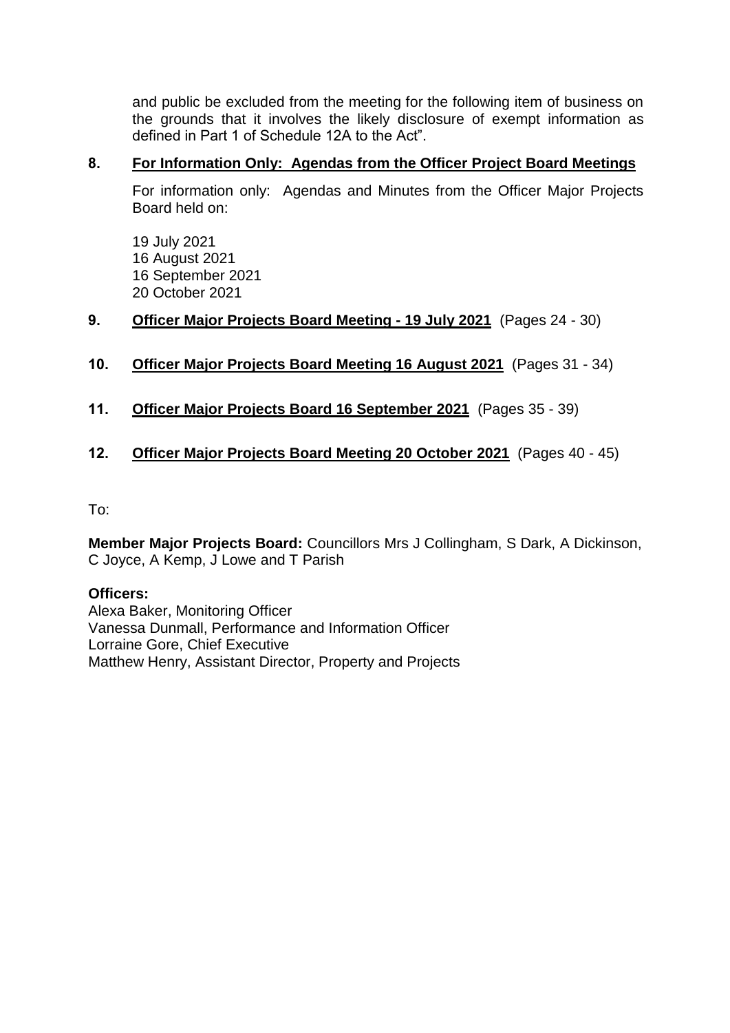and public be excluded from the meeting for the following item of business on the grounds that it involves the likely disclosure of exempt information as defined in Part 1 of Schedule 12A to the Act".

**8. For Information Only: Agendas from the Officer Project Board Meetings**

For information only: Agendas and Minutes from the Officer Major Projects Board held on:

19 July 2021
16 August 2021
16 September 2021
20 October 2021

**9. Officer Major Projects Board Meeting - 19 July 2021** (Pages 24 - 30)

**10. Officer Major Projects Board Meeting 16 August 2021** (Pages 31 - 34)

**11. Officer Major Projects Board 16 September 2021** (Pages 35 - 39)

**12. Officer Major Projects Board Meeting 20 October 2021** (Pages 40 - 45)

To:

**Member Major Projects Board:** Councillors Mrs J Collingham, S Dark, A Dickinson, C Joyce, A Kemp, J Lowe and T Parish

**Officers:**
Alexa Baker, Monitoring Officer
Vanessa Dunmall, Performance and Information Officer
Lorraine Gore, Chief Executive
Matthew Henry, Assistant Director, Property and Projects